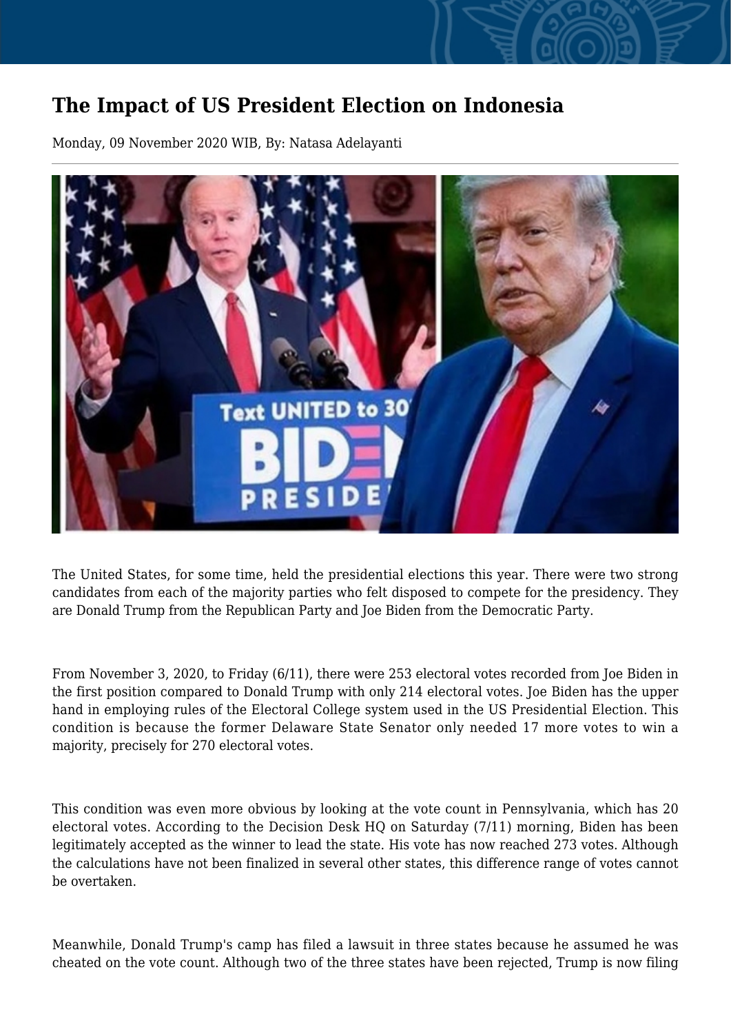# The Impact of US President Election on Indonesia

Monday, 09 November 2020 WIB, By: Natasa Adelayanti

The United States, for some time, held the presidential elections this year. There were two strong candidates from each of the majority parties who felt disposed to compete for the presidency. They are Donald Trump from the Republican Party and Joe Biden from the Democratic Party.

From November 3, 2020, to Friday (6/11), there were 253 electoral votes recorded from Joe Biden in the first position compared to Donald Trump with only 214 electoral votes. Joe Biden has the upper hand in employing rules of the Electoral College system used in the US Presidential Election. This condition is because the former Delaware State Senator only needed 17 more votes to win a majority, precisely for 270 electoral votes.

This condition was even more obvious by looking at the vote count in Pennsylvania, which has 20 electoral votes. According to the Decision Desk HQ on Saturday (7/11) morning, Biden has been legitimately accepted as the winner to lead the state. His vote has now reached 273 votes. Although the calculations have not been finalized in several other states, this difference range of votes cannot be overtaken.

Meanwhile, Donald Trump's camp has filed a lawsuit in three states because he assumed he was cheated on the vote count. Although two of the three states have been rejected, Trump is now filing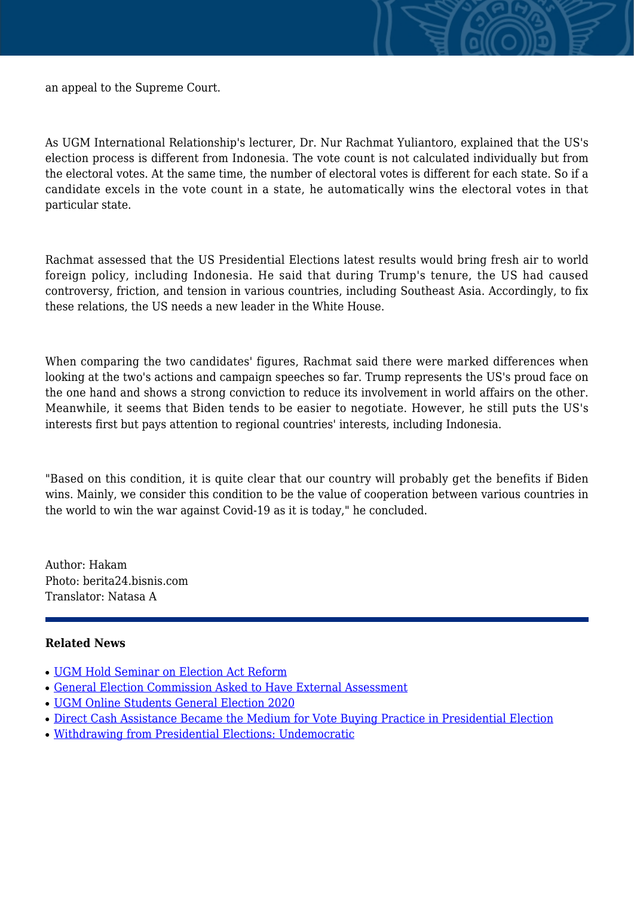an appeal to the Supreme Court.

As UGM International Relationship's lecturer, Dr. Nur Rachmat Yuliantoro, explained that the US's election process is different from Indonesia. The vote count is not calculated individually but from the electoral votes. At the same time, the number of electoral votes is different for each state. So if a candidate excels in the vote count in a state, he automatically wins the electoral votes in that particular state.

Rachmat assessed that the US Presidential Elections latest results would bring fresh air to world foreign policy, including Indonesia. He said that during Trump's tenure, the US had caused controversy, friction, and tension in various countries, including Southeast Asia. Accordingly, to fix these relations, the US needs a new leader in the White House.

When comparing the two candidates' figures, Rachmat said there were marked differences when looking at the two's actions and campaign speeches so far. Trump represents the US's proud face on the one hand and shows a strong conviction to reduce its involvement in world affairs on the other. Meanwhile, it seems that Biden tends to be easier to negotiate. However, he still puts the US's interests first but pays attention to regional countries' interests, including Indonesia.

"Based on this condition, it is quite clear that our country will probably get the benefits if Biden wins. Mainly, we consider this condition to be the value of cooperation between various countries in the world to win the war against Covid-19 as it is today," he concluded.

Author: Hakam
Photo: berita24.bisnis.com
Translator: Natasa A

---

**Related News**

- UGM Hold Seminar on Election Act Reform
- General Election Commission Asked to Have External Assessment
- UGM Online Students General Election 2020
- Direct Cash Assistance Became the Medium for Vote Buying Practice in Presidential Election
- Withdrawing from Presidential Elections: Undemocratic